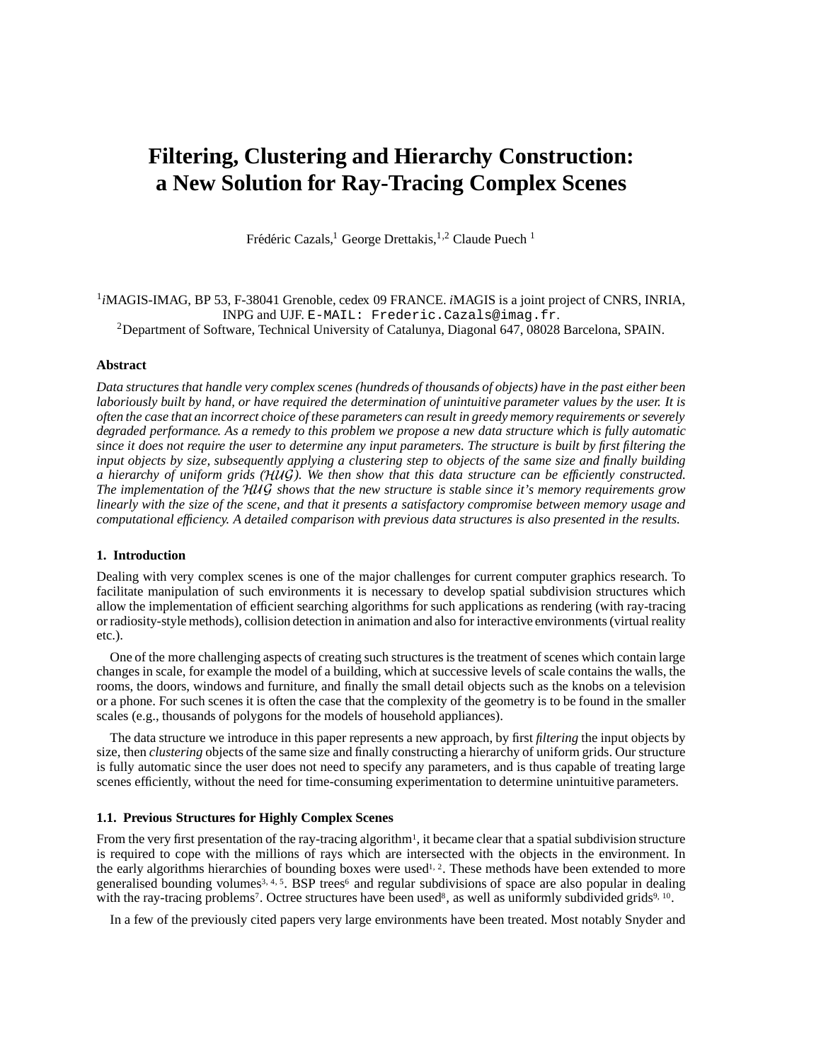# Filtering, Clustering and Hierarchy Construction: a New Solution for Ray-Tracing Complex Scenes

Frédéric Cazals,[1] George Drettakis,[1,2] Claude Puech [1]

[1] *i*MAGIS-IMAG, BP 53, F-38041 Grenoble, cedex 09 FRANCE. *i*MAGIS is a joint project of CNRS, INRIA, INPG and UJF. E-MAIL: Frederic.Cazals@imag.fr.
[2] Department of Software, Technical University of Catalunya, Diagonal 647, 08028 Barcelona, SPAIN.

**Abstract**

*Data structures that handle very complex scenes (hundreds of thousands of objects) have in the past either been laboriously built by hand, or have required the determination of unintuitive parameter values by the user. It is often the case that an incorrect choice of these parameters can result in greedy memory requirements or severely degraded performance. As a remedy to this problem we propose a new data structure which is fully automatic since it does not require the user to determine any input parameters. The structure is built by first filtering the input objects by size, subsequently applying a clustering step to objects of the same size and finally building a hierarchy of uniform grids ($\mathcal{HUG}$). We then show that this data structure can be efficiently constructed. The implementation of the $\mathcal{HUG}$ shows that the new structure is stable since it's memory requirements grow linearly with the size of the scene, and that it presents a satisfactory compromise between memory usage and computational efficiency. A detailed comparison with previous data structures is also presented in the results.*

## 1. Introduction

Dealing with very complex scenes is one of the major challenges for current computer graphics research. To facilitate manipulation of such environments it is necessary to develop spatial subdivision structures which allow the implementation of efficient searching algorithms for such applications as rendering (with ray-tracing or radiosity-style methods), collision detection in animation and also for interactive environments (virtual reality etc.).

One of the more challenging aspects of creating such structures is the treatment of scenes which contain large changes in scale, for example the model of a building, which at successive levels of scale contains the walls, the rooms, the doors, windows and furniture, and finally the small detail objects such as the knobs on a television or a phone. For such scenes it is often the case that the complexity of the geometry is to be found in the smaller scales (e.g., thousands of polygons for the models of household appliances).

The data structure we introduce in this paper represents a new approach, by first *filtering* the input objects by size, then *clustering* objects of the same size and finally constructing a hierarchy of uniform grids. Our structure is fully automatic since the user does not need to specify any parameters, and is thus capable of treating large scenes efficiently, without the need for time-consuming experimentation to determine unintuitive parameters.

### 1.1. Previous Structures for Highly Complex Scenes

From the very first presentation of the ray-tracing algorithm[1], it became clear that a spatial subdivision structure is required to cope with the millions of rays which are intersected with the objects in the environment. In the early algorithms hierarchies of bounding boxes were used[1, 2]. These methods have been extended to more generalised bounding volumes[3, 4, 5]. BSP trees[6] and regular subdivisions of space are also popular in dealing with the ray-tracing problems[7]. Octree structures have been used[8], as well as uniformly subdivided grids[9, 10].

In a few of the previously cited papers very large environments have been treated. Most notably Snyder and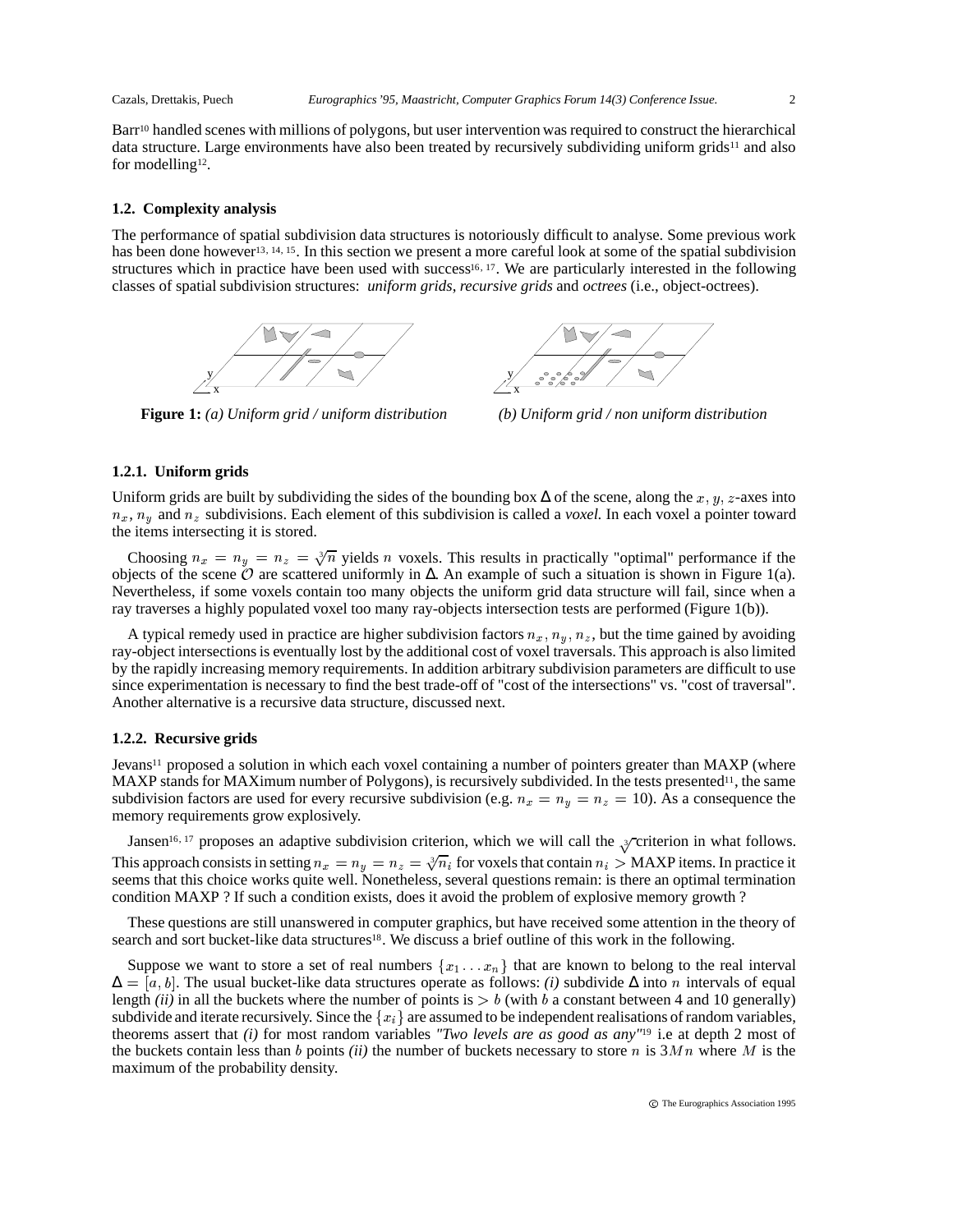Barr[10] handled scenes with millions of polygons, but user intervention was required to construct the hierarchical data structure. Large environments have also been treated by recursively subdividing uniform grids[11] and also for modelling[12].

### 1.2. Complexity analysis

The performance of spatial subdivision data structures is notoriously difficult to analyse. Some previous work has been done however[13, 14, 15]. In this section we present a more careful look at some of the spatial subdivision structures which in practice have been used with success[16, 17]. We are particularly interested in the following classes of spatial subdivision structures: *uniform grids*, *recursive grids* and *octrees* (i.e., object-octrees).

**Figure 1:** *(a) Uniform grid / uniform distribution* *(b) Uniform grid / non uniform distribution*

#### 1.2.1. Uniform grids

Uniform grids are built by subdividing the sides of the bounding box $\Delta$ of the scene, along the $x, y, z$-axes into $n_x$, $n_y$ and $n_z$ subdivisions. Each element of this subdivision is called a *voxel.* In each voxel a pointer toward the items intersecting it is stored.

Choosing $n_x = n_y = n_z = \sqrt[3]{n}$ yields $n$ voxels. This results in practically "optimal" performance if the objects of the scene $\mathcal{O}$ are scattered uniformly in $\Delta$. An example of such a situation is shown in Figure 1(a). Nevertheless, if some voxels contain too many objects the uniform grid data structure will fail, since when a ray traverses a highly populated voxel too many ray-objects intersection tests are performed (Figure 1(b)).

A typical remedy used in practice are higher subdivision factors $n_x, n_y, n_z$, but the time gained by avoiding ray-object intersections is eventually lost by the additional cost of voxel traversals. This approach is also limited by the rapidly increasing memory requirements. In addition arbitrary subdivision parameters are difficult to use since experimentation is necessary to find the best trade-off of "cost of the intersections" vs. "cost of traversal". Another alternative is a recursive data structure, discussed next.

#### 1.2.2. Recursive grids

Jevans[11] proposed a solution in which each voxel containing a number of pointers greater than MAXP (where MAXP stands for MAXimum number of Polygons), is recursively subdivided. In the tests presented[11], the same subdivision factors are used for every recursive subdivision (e.g. $n_x = n_y = n_z =$ 10). As a consequence the memory requirements grow explosively.

Jansen[16, 17] proposes an adaptive subdivision criterion, which we will call the $\sqrt[3]{}$ criterion in what follows. This approach consists in setting $n_x = n_y = n_z = \sqrt[3]{n_i}$ for voxels that contain $n_i >$ MAXP items. In practice it seems that this choice works quite well. Nonetheless, several questions remain: is there an optimal termination condition MAXP ? If such a condition exists, does it avoid the problem of explosive memory growth ?

These questions are still unanswered in computer graphics, but have received some attention in the theory of search and sort bucket-like data structures[18]. We discuss a brief outline of this work in the following.

Suppose we want to store a set of real numbers $\{x_1 \ldots x_n\}$ that are known to belong to the real interval $\Delta = [a, b]$. The usual bucket-like data structures operate as follows: *(i)* subdivide $\Delta$ into $n$ intervals of equal length *(ii)* in all the buckets where the number of points is $> b$ (with $b$ a constant between 4 and 10 generally) subdivide and iterate recursively. Since the $\{x_i\}$ are assumed to be independent realisations of random variables, theorems assert that *(i)* for most random variables *"Two levels are as good as any"*[19] i.e at depth 2 most of the buckets contain less than $b$ points *(ii)* the number of buckets necessary to store $n$ is $3Mn$ where $M$ is the maximum of the probability density.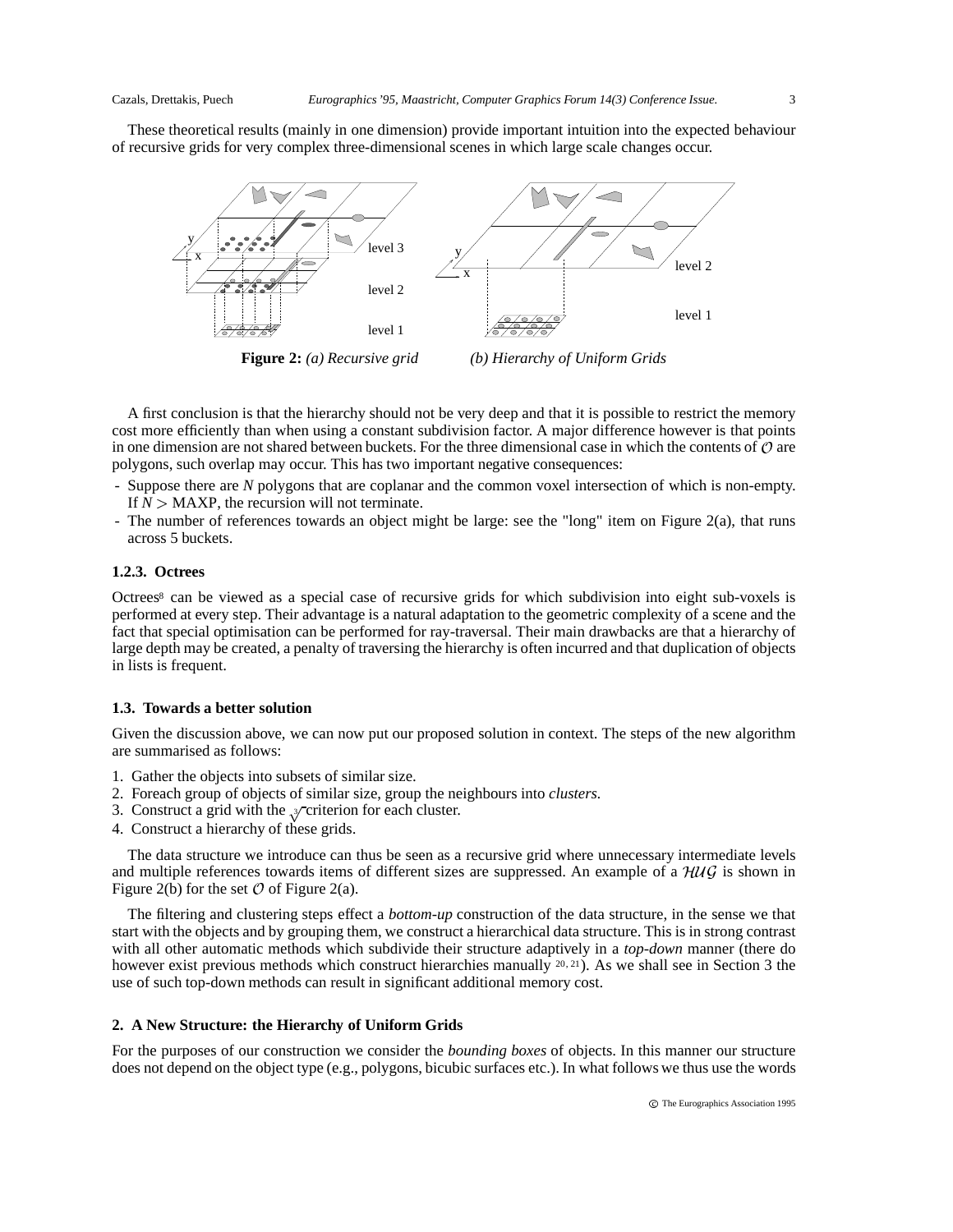These theoretical results (mainly in one dimension) provide important intuition into the expected behaviour of recursive grids for very complex three-dimensional scenes in which large scale changes occur.

**Figure 2:** *(a) Recursive grid* *(b) Hierarchy of Uniform Grids*

A first conclusion is that the hierarchy should not be very deep and that it is possible to restrict the memory cost more efficiently than when using a constant subdivision factor. A major difference however is that points in one dimension are not shared between buckets. For the three dimensional case in which the contents of $\mathcal{O}$ are polygons, such overlap may occur. This has two important negative consequences:

- Suppose there are $N$ polygons that are coplanar and the common voxel intersection of which is non-empty. If $N >$ MAXP, the recursion will not terminate.
- The number of references towards an object might be large: see the "long" item on Figure 2(a), that runs across 5 buckets.

### 1.2.3. Octrees

Octrees[8] can be viewed as a special case of recursive grids for which subdivision into eight sub-voxels is performed at every step. Their advantage is a natural adaptation to the geometric complexity of a scene and the fact that special optimisation can be performed for ray-traversal. Their main drawbacks are that a hierarchy of large depth may be created, a penalty of traversing the hierarchy is often incurred and that duplication of objects in lists is frequent.

## 1.3. Towards a better solution

Given the discussion above, we can now put our proposed solution in context. The steps of the new algorithm are summarised as follows:

1. Gather the objects into subsets of similar size.
2. Foreach group of objects of similar size, group the neighbours into *clusters*.
3. Construct a grid with the $\sqrt[3]{\ }$ criterion for each cluster.
4. Construct a hierarchy of these grids.

The data structure we introduce can thus be seen as a recursive grid where unnecessary intermediate levels and multiple references towards items of different sizes are suppressed. An example of a $\mathcal{HUG}$ is shown in Figure 2(b) for the set $\mathcal{O}$ of Figure 2(a).

The filtering and clustering steps effect a *bottom-up* construction of the data structure, in the sense we that start with the objects and by grouping them, we construct a hierarchical data structure. This is in strong contrast with all other automatic methods which subdivide their structure adaptively in a *top-down* manner (there do however exist previous methods which construct hierarchies manually [20, 21]). As we shall see in Section 3 the use of such top-down methods can result in significant additional memory cost.

# 2. A New Structure: the Hierarchy of Uniform Grids

For the purposes of our construction we consider the *bounding boxes* of objects. In this manner our structure does not depend on the object type (e.g., polygons, bicubic surfaces etc.). In what follows we thus use the words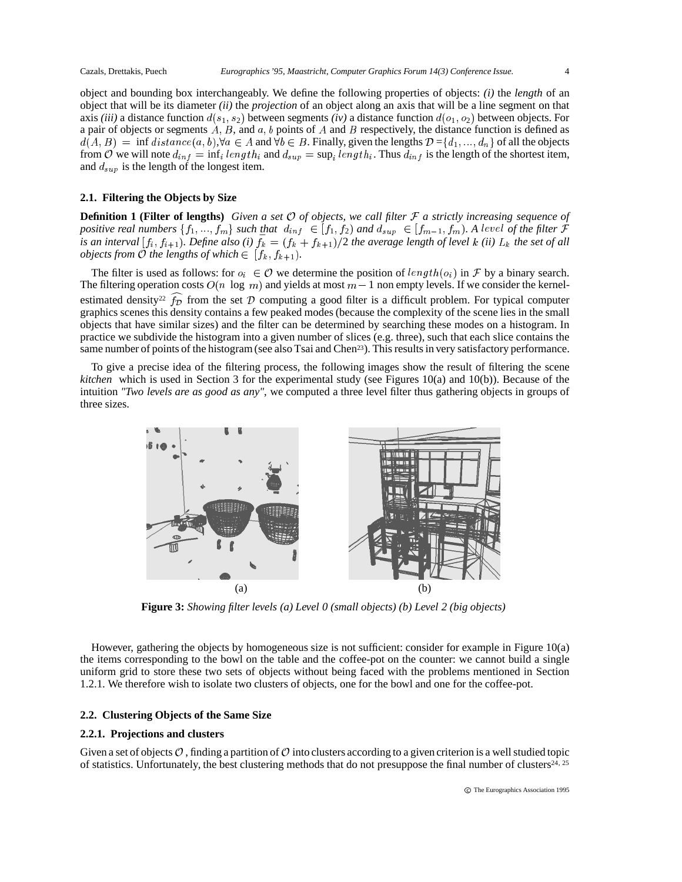object and bounding box interchangeably. We define the following properties of objects: *(i)* the *length* of an object that will be its diameter *(ii)* the *projection* of an object along an axis that will be a line segment on that axis *(iii)* a distance function $d(s_1, s_2)$ between segments *(iv)* a distance function $d(o_1, o_2)$ between objects. For a pair of objects or segments $A, B$, and $a, b$ points of $A$ and $B$ respectively, the distance function is defined as $d(A, B) = \inf distance(a, b), \forall a \in A$ and $\forall b \in B$. Finally, given the lengths $\mathcal{D} = \{d_1, \ldots, d_n\}$ of all the objects from $\mathcal{O}$ we will note $d_{inf} = \inf_i length_i$ and $d_{sup} = \sup_i length_i$. Thus $d_{inf}$ is the length of the shortest item, and $d_{sup}$ is the length of the longest item.

### 2.1. Filtering the Objects by Size

**Definition 1 (Filter of lengths)** *Given a set $\mathcal{O}$ of objects, we call filter $\mathcal{F}$ a strictly increasing sequence of positive real numbers $\{f_1, \ldots, f_m\}$ such that $d_{inf} \in [f_1, f_2)$ and $d_{sup} \in [f_{m-1}, f_m)$. A $level$ of the filter $\mathcal{F}$ is an interval $[f_i, f_{i+1})$. Define also (i) $\bar{f_k} = (f_k + f_{k+1})/2$ the average length of level $k$ (ii) $L_k$ the set of all objects from $\mathcal{O}$ the lengths of which $\in [f_k, f_{k+1})$.*

The filter is used as follows: for $o_i \in \mathcal{O}$ we determine the position of $length(o_i)$ in $\mathcal{F}$ by a binary search. The filtering operation costs $O(n \log m)$ and yields at most $m - 1$ non empty levels. If we consider the kernel-estimated density[22] $\widehat{f_\mathcal{D}}$ from the set $\mathcal{D}$ computing a good filter is a difficult problem. For typical computer graphics scenes this density contains a few peaked modes (because the complexity of the scene lies in the small objects that have similar sizes) and the filter can be determined by searching these modes on a histogram. In practice we subdivide the histogram into a given number of slices (e.g. three), such that each slice contains the same number of points of the histogram (see also Tsai and Chen[23]). This results in very satisfactory performance.

To give a precise idea of the filtering process, the following images show the result of filtering the scene *kitchen* which is used in Section 3 for the experimental study (see Figures 10(a) and 10(b)). Because of the intuition *"Two levels are as good as any"*, we computed a three level filter thus gathering objects in groups of three sizes.

(a) (b)

**Figure 3:** *Showing filter levels (a) Level 0 (small objects) (b) Level 2 (big objects)*

However, gathering the objects by homogeneous size is not sufficient: consider for example in Figure 10(a) the items corresponding to the bowl on the table and the coffee-pot on the counter: we cannot build a single uniform grid to store these two sets of objects without being faced with the problems mentioned in Section 1.2.1. We therefore wish to isolate two clusters of objects, one for the bowl and one for the coffee-pot.

### 2.2. Clustering Objects of the Same Size

#### 2.2.1. Projections and clusters

Given a set of objects $\mathcal{O}$, finding a partition of $\mathcal{O}$ into clusters according to a given criterion is a well studied topic of statistics. Unfortunately, the best clustering methods that do not presuppose the final number of clusters[24, 25]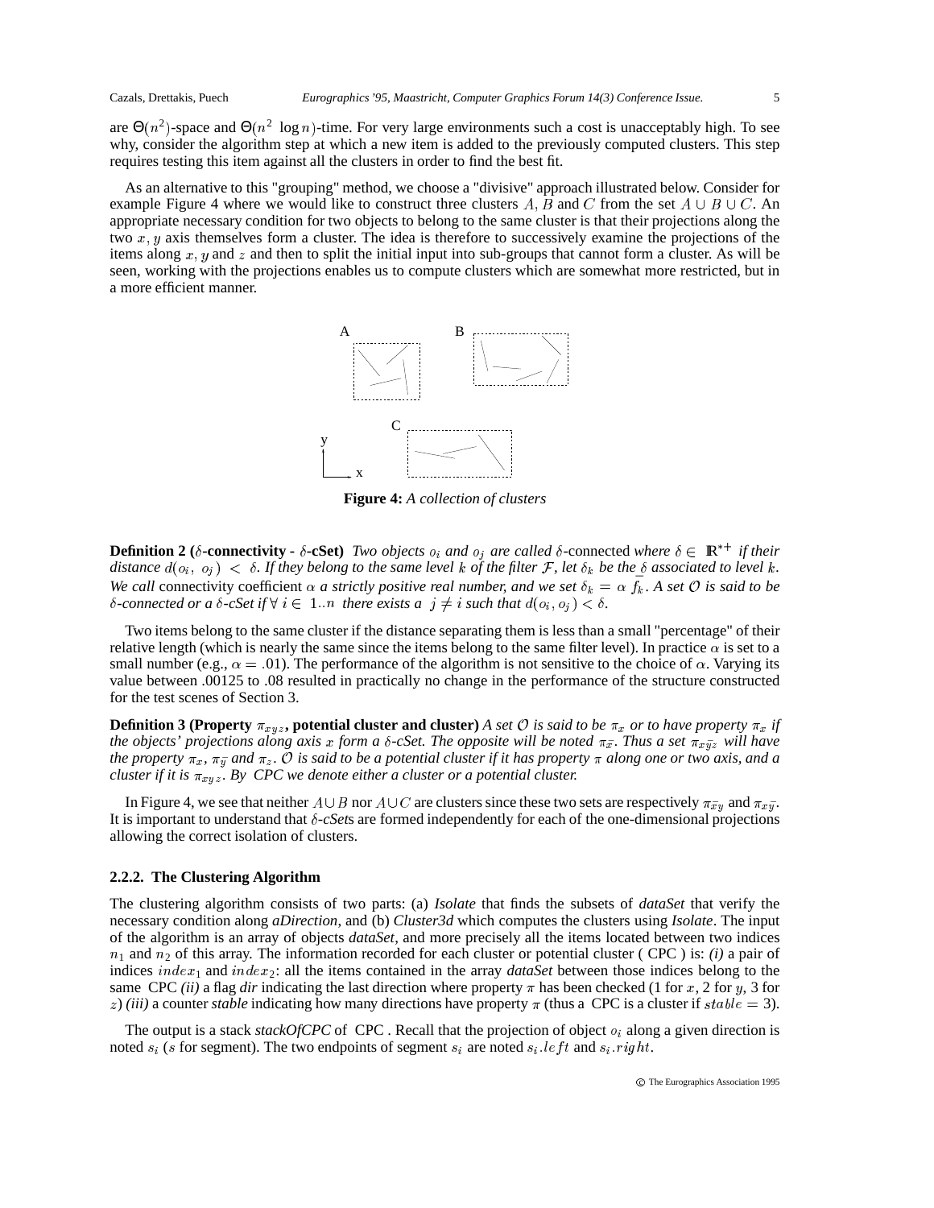are $\Theta(n^2)$-space and $\Theta(n^2 \log n)$-time. For very large environments such a cost is unacceptably high. To see why, consider the algorithm step at which a new item is added to the previously computed clusters. This step requires testing this item against all the clusters in order to find the best fit.

As an alternative to this "grouping" method, we choose a "divisive" approach illustrated below. Consider for example Figure 4 where we would like to construct three clusters $A, B$ and $C$ from the set $A \cup B \cup C$. An appropriate necessary condition for two objects to belong to the same cluster is that their projections along the two $x, y$ axis themselves form a cluster. The idea is therefore to successively examine the projections of the items along $x, y$ and $z$ and then to split the initial input into sub-groups that cannot form a cluster. As will be seen, working with the projections enables us to compute clusters which are somewhat more restricted, but in a more efficient manner.

**Figure 4:** *A collection of clusters*

**Definition 2 ($\delta$-connectivity - $\delta$-cSet)** *Two objects $o_i$ and $o_j$ are called $\delta$-*connected *where $\delta \in \mathbb{R}^{*+}$ if their distance $d(o_i, o_j) < \delta$. If they belong to the same level $k$ of the filter $\mathcal{F}$, let $\delta_k$ be the $\delta$ associated to level $k$. We call* connectivity coefficient *$\alpha$ a strictly positive real number, and we set $\delta_k = \alpha \bar{f_k}$. A set $\mathcal{O}$ is said to be $\delta$-connected or a $\delta$-cSet if $\forall\, i \in 1..n$ there exists a $j \neq i$ such that $d(o_i, o_j) < \delta$.*

Two items belong to the same cluster if the distance separating them is less than a small "percentage" of their relative length (which is nearly the same since the items belong to the same filter level). In practice $\alpha$ is set to a small number (e.g., $\alpha = .01$). The performance of the algorithm is not sensitive to the choice of $\alpha$. Varying its value between .00125 to .08 resulted in practically no change in the performance of the structure constructed for the test scenes of Section 3.

**Definition 3 (Property $\pi_{xyz}$, potential cluster and cluster)** *A set $\mathcal{O}$ is said to be $\pi_x$ or to have property $\pi_x$ if the objects' projections along axis $x$ form a $\delta$-cSet. The opposite will be noted $\pi_{\bar{x}}$. Thus a set $\pi_{x\bar{y}z}$ will have the property $\pi_x$, $\pi_{\bar{y}}$ and $\pi_z$. $\mathcal{O}$ is said to be a potential cluster if it has property $\pi$ along one or two axis, and a cluster if it is $\pi_{xyz}$. By CPC we denote either a cluster or a potential cluster.*

In Figure 4, we see that neither $A \cup B$ nor $A \cup C$ are clusters since these two sets are respectively $\pi_{\bar{x}y}$ and $\pi_{x\bar{y}}$. It is important to understand that $\delta$*-cSet*s are formed independently for each of the one-dimensional projections allowing the correct isolation of clusters.

### 2.2.2. The Clustering Algorithm

The clustering algorithm consists of two parts: (a) *Isolate* that finds the subsets of *dataSet* that verify the necessary condition along *aDirection*, and (b) *Cluster3d* which computes the clusters using *Isolate*. The input of the algorithm is an array of objects *dataSet*, and more precisely all the items located between two indices $n_1$ and $n_2$ of this array. The information recorded for each cluster or potential cluster ( CPC ) is: *(i)* a pair of indices $index_1$ and $index_2$: all the items contained in the array *dataSet* between those indices belong to the same CPC *(ii)* a flag *dir* indicating the last direction where property $\pi$ has been checked (1 for $x$, 2 for $y$, 3 for $z$) *(iii)* a counter *stable* indicating how many directions have property $\pi$ (thus a CPC is a cluster if $stable = 3$).

The output is a stack *stackOfCPC* of CPC . Recall that the projection of object $o_i$ along a given direction is noted $s_i$ ($s$ for segment). The two endpoints of segment $s_i$ are noted $s_i.left$ and $s_i.right$.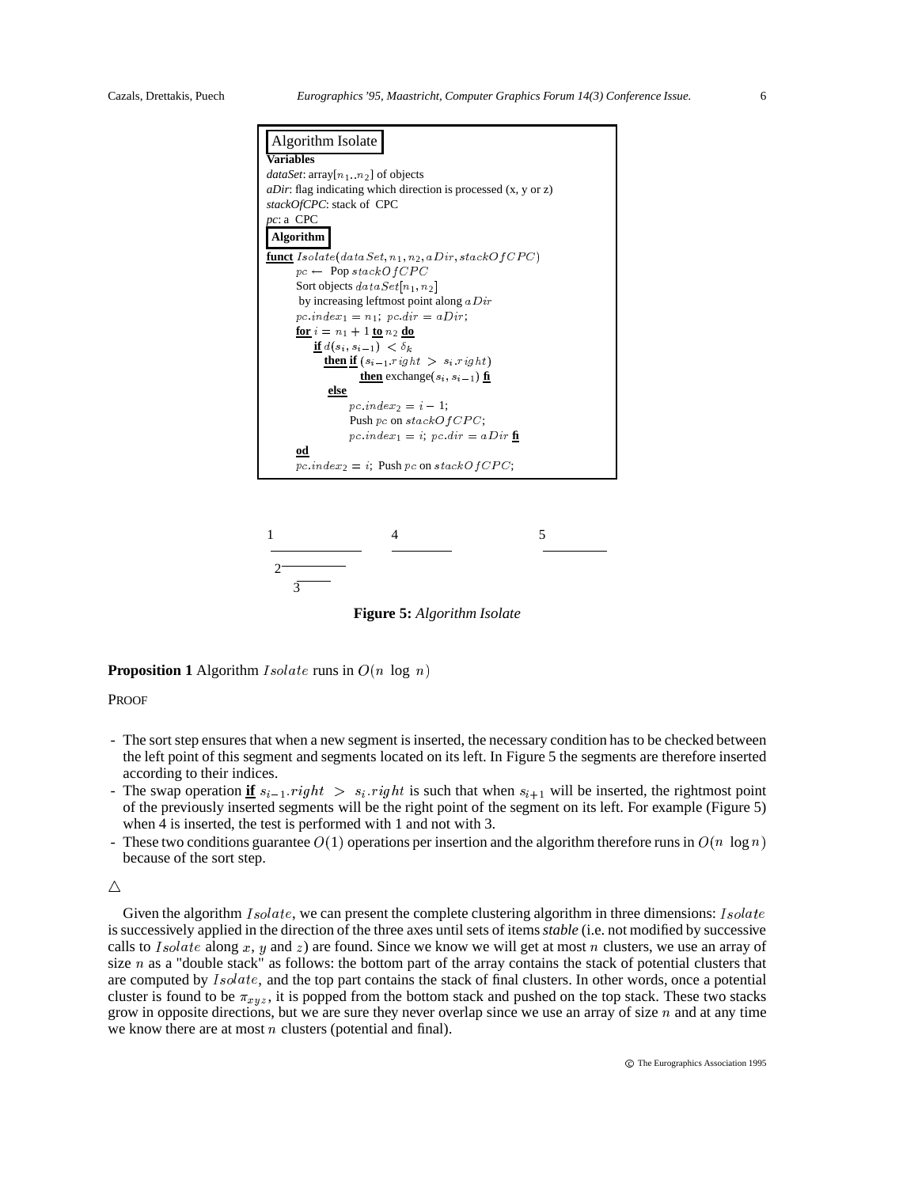**Algorithm Isolate**

**Variables**

*dataSet*: array$[n_1..n_2]$ of objects
*aDir*: flag indicating which direction is processed (x, y or z)
*stackOfCPC*: stack of CPC
*pc*: a CPC

**Algorithm**

```
funct Isolate(dataSet, n1, n2, aDir, stackOfCPC)
    pc ← Pop stackOfCPC
    Sort objects dataSet[n1, n2]
     by increasing leftmost point along aDir
    pc.index1 = n1; pc.dir = aDir;
    for i = n1 + 1 to n2 do
        if d(s_i, s_{i-1}) < δ_k
          then if (s_{i-1}.right > s_i.right)
                 then exchange(s_i, s_{i-1}) fi
          else
               pc.index2 = i - 1;
               Push pc on stackOfCPC;
               pc.index1 = i; pc.dir = aDir fi
    od
    pc.index2 = i; Push pc on stackOfCPC;
```

**Figure 5:** *Algorithm Isolate*

**Proposition 1** Algorithm $Isolate$ runs in $O(n \log n)$

PROOF

- The sort step ensures that when a new segment is inserted, the necessary condition has to be checked between the left point of this segment and segments located on its left. In Figure 5 the segments are therefore inserted according to their indices.
- The swap operation **if** $s_{i-1}.right > s_i.right$ is such that when $s_{i+1}$ will be inserted, the rightmost point of the previously inserted segments will be the right point of the segment on its left. For example (Figure 5) when 4 is inserted, the test is performed with 1 and not with 3.
- These two conditions guarantee $O(1)$ operations per insertion and the algorithm therefore runs in $O(n \log n)$ because of the sort step.

$\triangle$

Given the algorithm $Isolate$, we can present the complete clustering algorithm in three dimensions: $Isolate$ is successively applied in the direction of the three axes until sets of items *stable* (i.e. not modified by successive calls to $Isolate$ along $x$, $y$ and $z$) are found. Since we know we will get at most $n$ clusters, we use an array of size $n$ as a "double stack" as follows: the bottom part of the array contains the stack of potential clusters that are computed by $Isolate$, and the top part contains the stack of final clusters. In other words, once a potential cluster is found to be $\pi_{xyz}$, it is popped from the bottom stack and pushed on the top stack. These two stacks grow in opposite directions, but we are sure they never overlap since we use an array of size $n$ and at any time we know there are at most $n$ clusters (potential and final).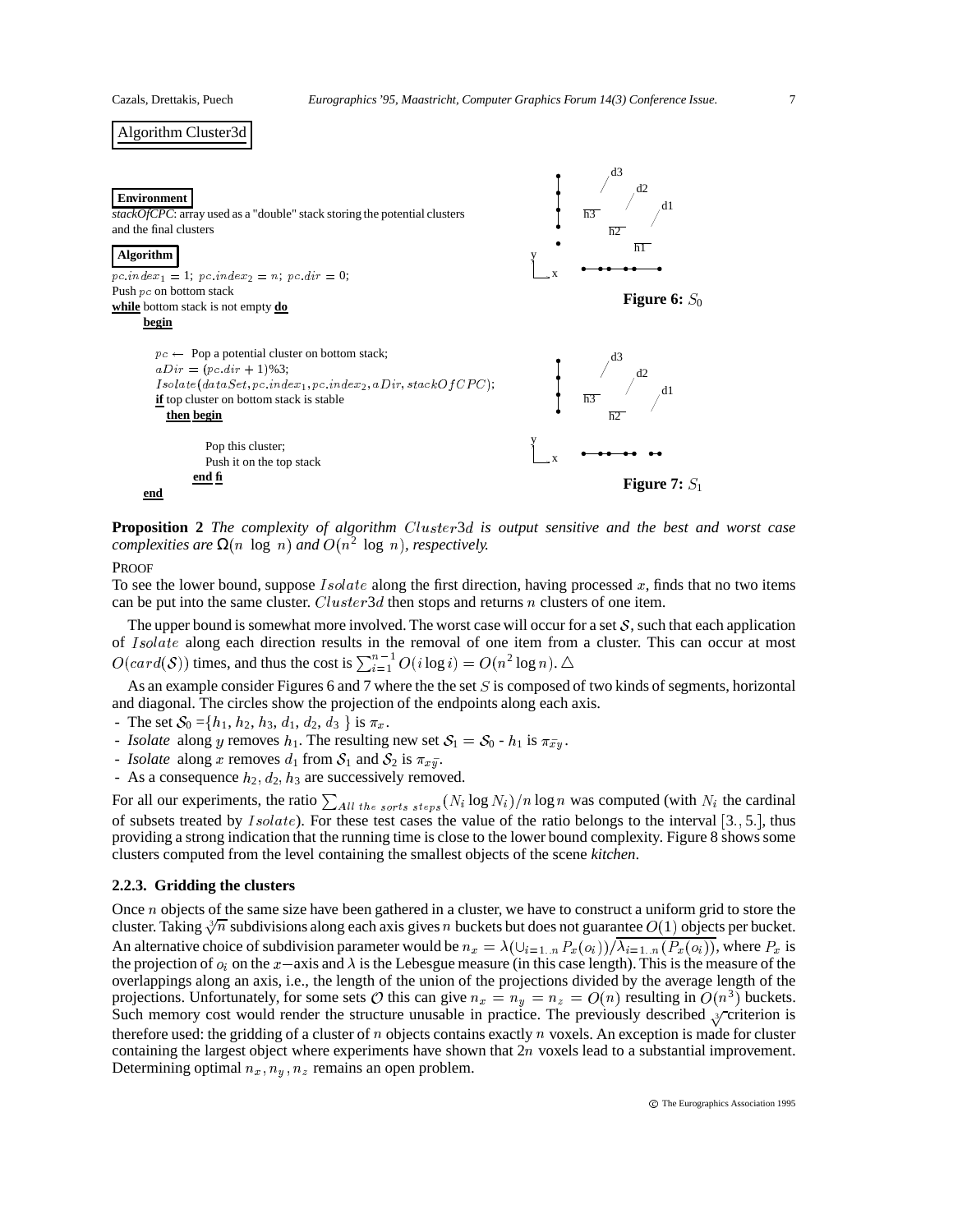Algorithm Cluster3d

**Environment**

*stackOfCPC*: array used as a "double" stack storing the potential clusters and the final clusters

**Algorithm**

```
pc.index_1 = 1; pc.index_2 = n; pc.dir = 0;
Push pc on bottom stack
while bottom stack is not empty do
    begin
        pc ← Pop a potential cluster on bottom stack;
        aDir = (pc.dir + 1)%3;
        Isolate(dataSet, pc.index_1, pc.index_2, aDir, stackOfCPC);
        if top cluster on bottom stack is stable
          then begin
                Pop this cluster;
                Push it on the top stack
              end fi
    end
```

**Figure 6:** $S_0$

**Figure 7:** $S_1$

**Proposition 2** *The complexity of algorithm $Cluster3d$ is output sensitive and the best and worst case complexities are $\Omega(n \log n)$ and $O(n^2 \log n)$, respectively.*

PROOF

To see the lower bound, suppose $Isolate$ along the first direction, having processed $x$, finds that no two items can be put into the same cluster. $Cluster3d$ then stops and returns $n$ clusters of one item.

The upper bound is somewhat more involved. The worst case will occur for a set $\mathcal{S}$, such that each application of $Isolate$ along each direction results in the removal of one item from a cluster. This can occur at most $O(card(\mathcal{S}))$ times, and thus the cost is $\sum_{i=1}^{n-1} O(i \log i) = O(n^2 \log n)$. $\triangle$

As an example consider Figures 6 and 7 where the the set $S$ is composed of two kinds of segments, horizontal and diagonal. The circles show the projection of the endpoints along each axis.

- The set $\mathcal{S}_0 = \{h_1, h_2, h_3, d_1, d_2, d_3\}$ is $\pi_x$.
- *Isolate* along $y$ removes $h_1$. The resulting new set $\mathcal{S}_1 = \mathcal{S}_0$ - $h_1$ is $\pi_{\bar{x}y}$.
- *Isolate* along $x$ removes $d_1$ from $\mathcal{S}_1$ and $\mathcal{S}_2$ is $\pi_{x\bar{y}}$.
- As a consequence $h_2$, $d_2$, $h_3$ are successively removed.

For all our experiments, the ratio $\sum_{All\ the\ sorts\ steps}(N_i \log N_i)/n \log n$ was computed (with $N_i$ the cardinal of subsets treated by $Isolate$). For these test cases the value of the ratio belongs to the interval $[3., 5.]$, thus providing a strong indication that the running time is close to the lower bound complexity. Figure 8 shows some clusters computed from the level containing the smallest objects of the scene *kitchen*.

### 2.2.3. Gridding the clusters

Once $n$ objects of the same size have been gathered in a cluster, we have to construct a uniform grid to store the cluster. Taking $\sqrt[3]{n}$ subdivisions along each axis gives $n$ buckets but does not guarantee $O(1)$ objects per bucket. An alternative choice of subdivision parameter would be $n_x = \lambda(\cup_{i=1..n} P_x(o_i))/\overline{\lambda_{i=1..n}(P_x(o_i))}$, where $P_x$ is the projection of $o_i$ on the $x-$axis and $\lambda$ is the Lebesgue measure (in this case length). This is the measure of the overlappings along an axis, i.e., the length of the union of the projections divided by the average length of the projections. Unfortunately, for some sets $\mathcal{O}$ this can give $n_x = n_y = n_z = O(n)$ resulting in $O(n^3)$ buckets. Such memory cost would render the structure unusable in practice. The previously described $\sqrt[3]{}$ criterion is therefore used: the gridding of a cluster of $n$ objects contains exactly $n$ voxels. An exception is made for cluster containing the largest object where experiments have shown that $2n$ voxels lead to a substantial improvement. Determining optimal $n_x, n_y, n_z$ remains an open problem.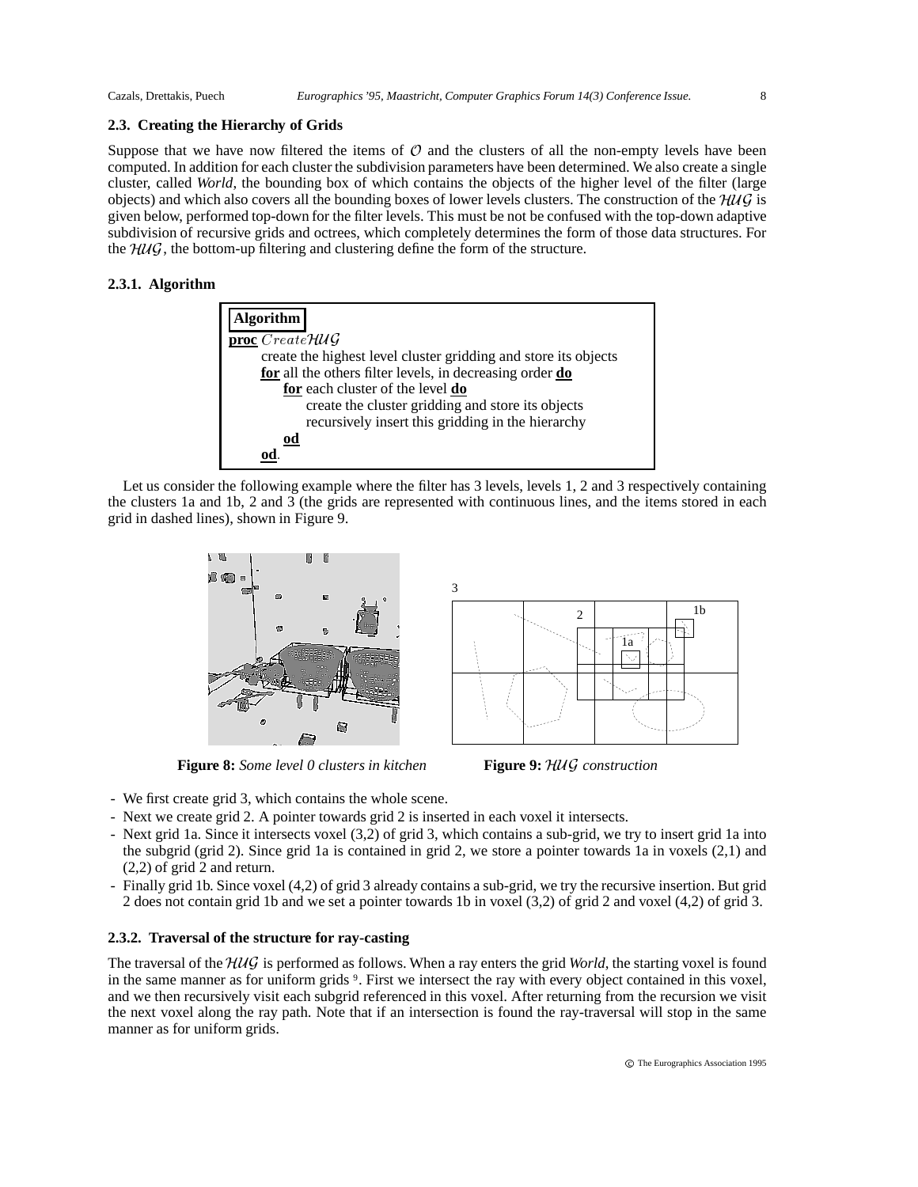### 2.3. Creating the Hierarchy of Grids

Suppose that we have now filtered the items of $\mathcal{O}$ and the clusters of all the non-empty levels have been computed. In addition for each cluster the subdivision parameters have been determined. We also create a single cluster, called *World*, the bounding box of which contains the objects of the higher level of the filter (large objects) and which also covers all the bounding boxes of lower levels clusters. The construction of the $\mathcal{HUG}$ is given below, performed top-down for the filter levels. This must be not be confused with the top-down adaptive subdivision of recursive grids and octrees, which completely determines the form of those data structures. For the $\mathcal{HUG}$, the bottom-up filtering and clustering define the form of the structure.

#### 2.3.1. Algorithm

```
Algorithm
proc CreateHUG
    create the highest level cluster gridding and store its objects
    for all the others filter levels, in decreasing order do
        for each cluster of the level do
            create the cluster gridding and store its objects
            recursively insert this gridding in the hierarchy
        od
    od.
```

Let us consider the following example where the filter has 3 levels, levels 1, 2 and 3 respectively containing the clusters 1a and 1b, 2 and 3 (the grids are represented with continuous lines, and the items stored in each grid in dashed lines), shown in Figure 9.

**Figure 8:** *Some level 0 clusters in kitchen*

**Figure 9:** $\mathcal{HUG}$ *construction*

- We first create grid 3, which contains the whole scene.
- Next we create grid 2. A pointer towards grid 2 is inserted in each voxel it intersects.
- Next grid 1a. Since it intersects voxel (3,2) of grid 3, which contains a sub-grid, we try to insert grid 1a into the subgrid (grid 2). Since grid 1a is contained in grid 2, we store a pointer towards 1a in voxels (2,1) and (2,2) of grid 2 and return.
- Finally grid 1b. Since voxel (4,2) of grid 3 already contains a sub-grid, we try the recursive insertion. But grid 2 does not contain grid 1b and we set a pointer towards 1b in voxel (3,2) of grid 2 and voxel (4,2) of grid 3.

#### 2.3.2. Traversal of the structure for ray-casting

The traversal of the $\mathcal{HUG}$ is performed as follows. When a ray enters the grid *World*, the starting voxel is found in the same manner as for uniform grids [9]. First we intersect the ray with every object contained in this voxel, and we then recursively visit each subgrid referenced in this voxel. After returning from the recursion we visit the next voxel along the ray path. Note that if an intersection is found the ray-traversal will stop in the same manner as for uniform grids.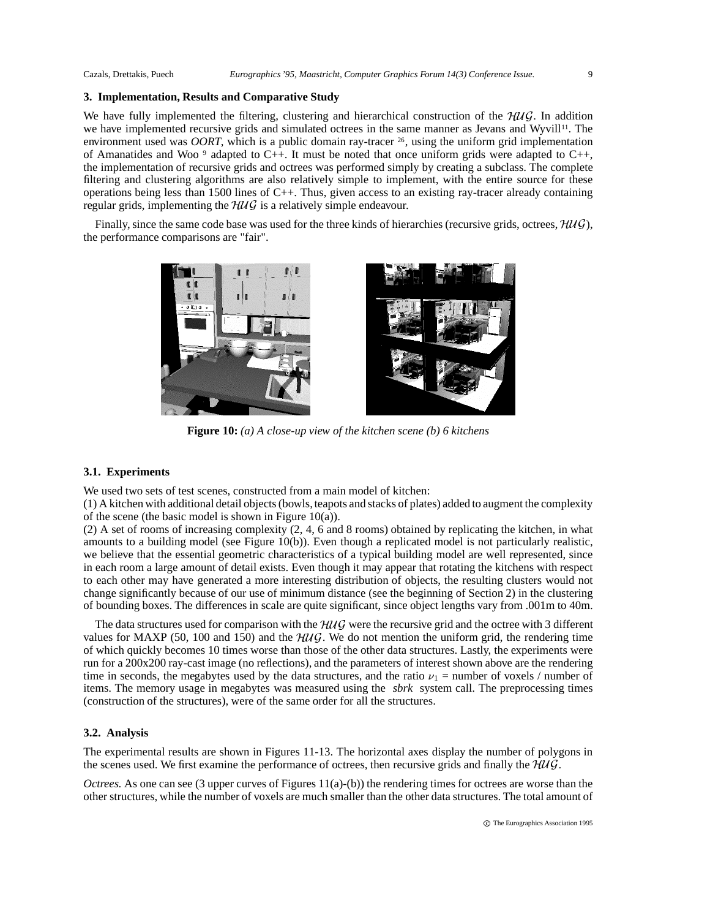## 3. Implementation, Results and Comparative Study

We have fully implemented the filtering, clustering and hierarchical construction of the $\mathcal{HUG}$. In addition we have implemented recursive grids and simulated octrees in the same manner as Jevans and Wyvill[11]. The environment used was *OORT*, which is a public domain ray-tracer [26], using the uniform grid implementation of Amanatides and Woo [9] adapted to C++. It must be noted that once uniform grids were adapted to C++, the implementation of recursive grids and octrees was performed simply by creating a subclass. The complete filtering and clustering algorithms are also relatively simple to implement, with the entire source for these operations being less than 1500 lines of C++. Thus, given access to an existing ray-tracer already containing regular grids, implementing the $\mathcal{HUG}$ is a relatively simple endeavour.

Finally, since the same code base was used for the three kinds of hierarchies (recursive grids, octrees, $\mathcal{HUG}$), the performance comparisons are "fair".

**Figure 10:** *(a) A close-up view of the kitchen scene (b) 6 kitchens*

### 3.1. Experiments

We used two sets of test scenes, constructed from a main model of kitchen:

(1) A kitchen with additional detail objects (bowls, teapots and stacks of plates) added to augment the complexity of the scene (the basic model is shown in Figure 10(a)).

(2) A set of rooms of increasing complexity (2, 4, 6 and 8 rooms) obtained by replicating the kitchen, in what amounts to a building model (see Figure 10(b)). Even though a replicated model is not particularly realistic, we believe that the essential geometric characteristics of a typical building model are well represented, since in each room a large amount of detail exists. Even though it may appear that rotating the kitchens with respect to each other may have generated a more interesting distribution of objects, the resulting clusters would not change significantly because of our use of minimum distance (see the beginning of Section 2) in the clustering of bounding boxes. The differences in scale are quite significant, since object lengths vary from .001m to 40m.

The data structures used for comparison with the $\mathcal{HUG}$ were the recursive grid and the octree with 3 different values for MAXP (50, 100 and 150) and the $\mathcal{HUG}$. We do not mention the uniform grid, the rendering time of which quickly becomes 10 times worse than those of the other data structures. Lastly, the experiments were run for a 200x200 ray-cast image (no reflections), and the parameters of interest shown above are the rendering time in seconds, the megabytes used by the data structures, and the ratio $\nu_1$ = number of voxels / number of items. The memory usage in megabytes was measured using the *sbrk* system call. The preprocessing times (construction of the structures), were of the same order for all the structures.

### 3.2. Analysis

The experimental results are shown in Figures 11-13. The horizontal axes display the number of polygons in the scenes used. We first examine the performance of octrees, then recursive grids and finally the $\mathcal{HUG}$.

*Octrees.* As one can see (3 upper curves of Figures 11(a)-(b)) the rendering times for octrees are worse than the other structures, while the number of voxels are much smaller than the other data structures. The total amount of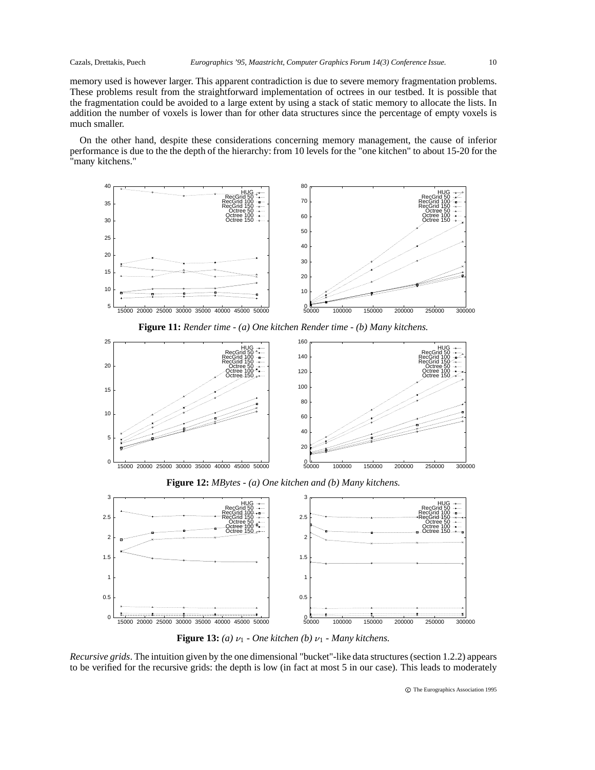memory used is however larger. This apparent contradiction is due to severe memory fragmentation problems. These problems result from the straightforward implementation of octrees in our testbed. It is possible that the fragmentation could be avoided to a large extent by using a stack of static memory to allocate the lists. In addition the number of voxels is lower than for other data structures since the percentage of empty voxels is much smaller.

On the other hand, despite these considerations concerning memory management, the cause of inferior performance is due to the the depth of the hierarchy: from 10 levels for the "one kitchen" to about 15-20 for the "many kitchens."

**Figure 11:** *Render time - (a) One kitchen Render time - (b) Many kitchens.*

**Figure 12:** *MBytes - (a) One kitchen and (b) Many kitchens.*

**Figure 13:** *(a) $\nu_1$ - One kitchen (b) $\nu_1$ - Many kitchens.*

*Recursive grids*. The intuition given by the one dimensional "bucket"-like data structures (section 1.2.2) appears to be verified for the recursive grids: the depth is low (in fact at most 5 in our case). This leads to moderately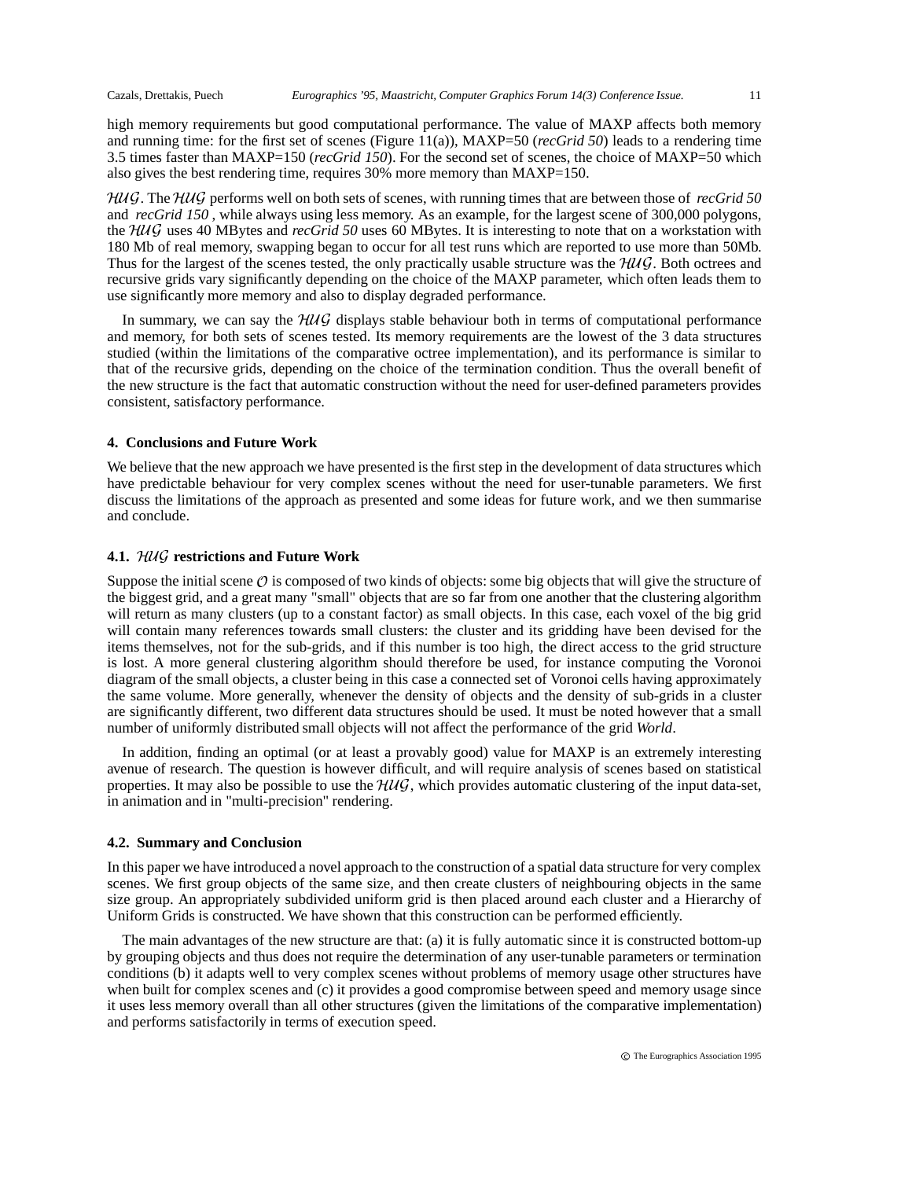high memory requirements but good computational performance. The value of MAXP affects both memory and running time: for the first set of scenes (Figure 11(a)), MAXP=50 (*recGrid 50*) leads to a rendering time 3.5 times faster than MAXP=150 (*recGrid 150*). For the second set of scenes, the choice of MAXP=50 which also gives the best rendering time, requires 30% more memory than MAXP=150.

$\mathcal{HUG}$. The $\mathcal{HUG}$ performs well on both sets of scenes, with running times that are between those of *recGrid 50* and *recGrid 150*, while always using less memory. As an example, for the largest scene of 300,000 polygons, the $\mathcal{HUG}$ uses 40 MBytes and *recGrid 50* uses 60 MBytes. It is interesting to note that on a workstation with 180 Mb of real memory, swapping began to occur for all test runs which are reported to use more than 50Mb. Thus for the largest of the scenes tested, the only practically usable structure was the $\mathcal{HUG}$. Both octrees and recursive grids vary significantly depending on the choice of the MAXP parameter, which often leads them to use significantly more memory and also to display degraded performance.

In summary, we can say the $\mathcal{HUG}$ displays stable behaviour both in terms of computational performance and memory, for both sets of scenes tested. Its memory requirements are the lowest of the 3 data structures studied (within the limitations of the comparative octree implementation), and its performance is similar to that of the recursive grids, depending on the choice of the termination condition. Thus the overall benefit of the new structure is the fact that automatic construction without the need for user-defined parameters provides consistent, satisfactory performance.

## 4. Conclusions and Future Work

We believe that the new approach we have presented is the first step in the development of data structures which have predictable behaviour for very complex scenes without the need for user-tunable parameters. We first discuss the limitations of the approach as presented and some ideas for future work, and we then summarise and conclude.

### 4.1. $\mathcal{HUG}$ restrictions and Future Work

Suppose the initial scene $\mathcal{O}$ is composed of two kinds of objects: some big objects that will give the structure of the biggest grid, and a great many "small" objects that are so far from one another that the clustering algorithm will return as many clusters (up to a constant factor) as small objects. In this case, each voxel of the big grid will contain many references towards small clusters: the cluster and its gridding have been devised for the items themselves, not for the sub-grids, and if this number is too high, the direct access to the grid structure is lost. A more general clustering algorithm should therefore be used, for instance computing the Voronoi diagram of the small objects, a cluster being in this case a connected set of Voronoi cells having approximately the same volume. More generally, whenever the density of objects and the density of sub-grids in a cluster are significantly different, two different data structures should be used. It must be noted however that a small number of uniformly distributed small objects will not affect the performance of the grid *World*.

In addition, finding an optimal (or at least a provably good) value for MAXP is an extremely interesting avenue of research. The question is however difficult, and will require analysis of scenes based on statistical properties. It may also be possible to use the $\mathcal{HUG}$, which provides automatic clustering of the input data-set, in animation and in "multi-precision" rendering.

### 4.2. Summary and Conclusion

In this paper we have introduced a novel approach to the construction of a spatial data structure for very complex scenes. We first group objects of the same size, and then create clusters of neighbouring objects in the same size group. An appropriately subdivided uniform grid is then placed around each cluster and a Hierarchy of Uniform Grids is constructed. We have shown that this construction can be performed efficiently.

The main advantages of the new structure are that: (a) it is fully automatic since it is constructed bottom-up by grouping objects and thus does not require the determination of any user-tunable parameters or termination conditions (b) it adapts well to very complex scenes without problems of memory usage other structures have when built for complex scenes and (c) it provides a good compromise between speed and memory usage since it uses less memory overall than all other structures (given the limitations of the comparative implementation) and performs satisfactorily in terms of execution speed.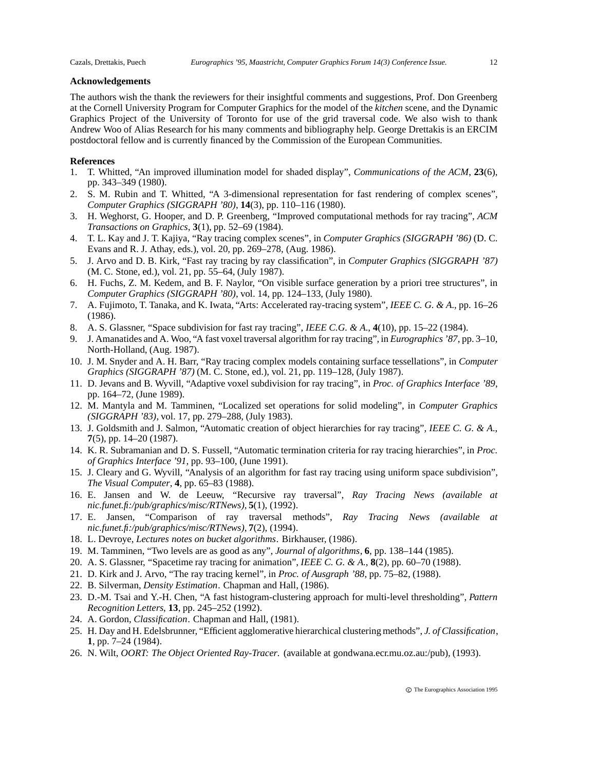## Acknowledgements

The authors wish the thank the reviewers for their insightful comments and suggestions, Prof. Don Greenberg at the Cornell University Program for Computer Graphics for the model of the *kitchen* scene, and the Dynamic Graphics Project of the University of Toronto for use of the grid traversal code. We also wish to thank Andrew Woo of Alias Research for his many comments and bibliography help. George Drettakis is an ERCIM postdoctoral fellow and is currently financed by the Commission of the European Communities.

## References

1. T. Whitted, "An improved illumination model for shaded display", *Communications of the ACM*, **23**(6), pp. 343–349 (1980).
2. S. M. Rubin and T. Whitted, "A 3-dimensional representation for fast rendering of complex scenes", *Computer Graphics (SIGGRAPH '80)*, **14**(3), pp. 110–116 (1980).
3. H. Weghorst, G. Hooper, and D. P. Greenberg, "Improved computational methods for ray tracing", *ACM Transactions on Graphics*, **3**(1), pp. 52–69 (1984).
4. T. L. Kay and J. T. Kajiya, "Ray tracing complex scenes", in *Computer Graphics (SIGGRAPH '86)* (D. C. Evans and R. J. Athay, eds.), vol. 20, pp. 269–278, (Aug. 1986).
5. J. Arvo and D. B. Kirk, "Fast ray tracing by ray classification", in *Computer Graphics (SIGGRAPH '87)* (M. C. Stone, ed.), vol. 21, pp. 55–64, (July 1987).
6. H. Fuchs, Z. M. Kedem, and B. F. Naylor, "On visible surface generation by a priori tree structures", in *Computer Graphics (SIGGRAPH '80)*, vol. 14, pp. 124–133, (July 1980).
7. A. Fujimoto, T. Tanaka, and K. Iwata, "Arts: Accelerated ray-tracing system", *IEEE C. G. & A.*, pp. 16–26 (1986).
8. A. S. Glassner, "Space subdivision for fast ray tracing", *IEEE C.G. & A.*, **4**(10), pp. 15–22 (1984).
9. J. Amanatides and A. Woo, "A fast voxel traversal algorithm for ray tracing", in *Eurographics '87*, pp. 3–10, North-Holland, (Aug. 1987).
10. J. M. Snyder and A. H. Barr, "Ray tracing complex models containing surface tessellations", in *Computer Graphics (SIGGRAPH '87)* (M. C. Stone, ed.), vol. 21, pp. 119–128, (July 1987).
11. D. Jevans and B. Wyvill, "Adaptive voxel subdivision for ray tracing", in *Proc. of Graphics Interface '89*, pp. 164–72, (June 1989).
12. M. Mantyla and M. Tamminen, "Localized set operations for solid modeling", in *Computer Graphics (SIGGRAPH '83)*, vol. 17, pp. 279–288, (July 1983).
13. J. Goldsmith and J. Salmon, "Automatic creation of object hierarchies for ray tracing", *IEEE C. G. & A.*, **7**(5), pp. 14–20 (1987).
14. K. R. Subramanian and D. S. Fussell, "Automatic termination criteria for ray tracing hierarchies", in *Proc. of Graphics Interface '91*, pp. 93–100, (June 1991).
15. J. Cleary and G. Wyvill, "Analysis of an algorithm for fast ray tracing using uniform space subdivision", *The Visual Computer*, **4**, pp. 65–83 (1988).
16. E. Jansen and W. de Leeuw, "Recursive ray traversal", *Ray Tracing News (available at nic.funet.fi:/pub/graphics/misc/RTNews)*, **5**(1), (1992).
17. E. Jansen, "Comparison of ray traversal methods", *Ray Tracing News (available at nic.funet.fi:/pub/graphics/misc/RTNews)*, **7**(2), (1994).
18. L. Devroye, *Lectures notes on bucket algorithms*. Birkhauser, (1986).
19. M. Tamminen, "Two levels are as good as any", *Journal of algorithms*, **6**, pp. 138–144 (1985).
20. A. S. Glassner, "Spacetime ray tracing for animation", *IEEE C. G. & A.*, **8**(2), pp. 60–70 (1988).
21. D. Kirk and J. Arvo, "The ray tracing kernel", in *Proc. of Ausgraph '88*, pp. 75–82, (1988).
22. B. Silverman, *Density Estimation*. Chapman and Hall, (1986).
23. D.-M. Tsai and Y.-H. Chen, "A fast histogram-clustering approach for multi-level thresholding", *Pattern Recognition Letters*, **13**, pp. 245–252 (1992).
24. A. Gordon, *Classification*. Chapman and Hall, (1981).
25. H. Day and H. Edelsbrunner, "Efficient agglomerative hierarchical clustering methods", *J. of Classification*, **1**, pp. 7–24 (1984).
26. N. Wilt, *OORT: The Object Oriented Ray-Tracer.* (available at gondwana.ecr.mu.oz.au:/pub), (1993).

© The Eurographics Association 1995